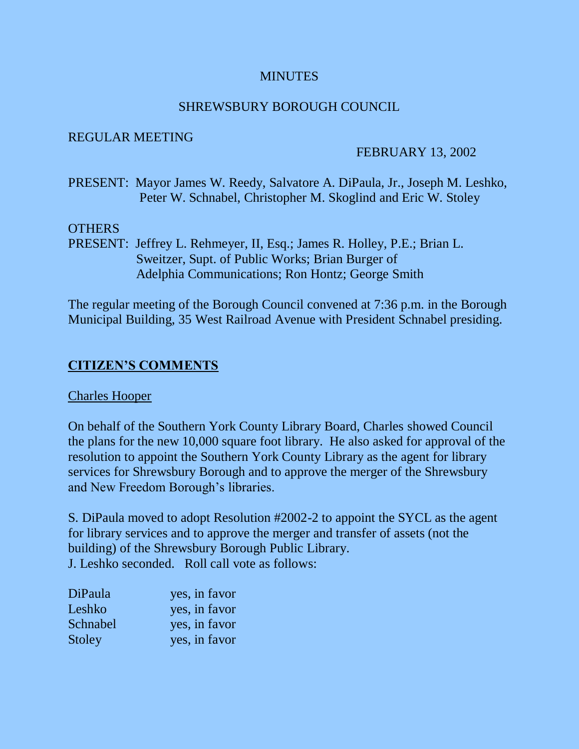# MINUTES

## SHREWSBURY BOROUGH COUNCIL

REGULAR MEETING

FEBRUARY 13, 2002

PRESENT: Mayor James W. Reedy, Salvatore A. DiPaula, Jr., Joseph M. Leshko, Peter W. Schnabel, Christopher M. Skoglind and Eric W. Stoley

OTHERS
PRESENT: Jeffrey L. Rehmeyer, II, Esq.; James R. Holley, P.E.; Brian L. Sweitzer, Supt. of Public Works; Brian Burger of Adelphia Communications; Ron Hontz; George Smith

The regular meeting of the Borough Council convened at 7:36 p.m. in the Borough Municipal Building, 35 West Railroad Avenue with President Schnabel presiding.

## CITIZEN'S COMMENTS

Charles Hooper

On behalf of the Southern York County Library Board, Charles showed Council the plans for the new 10,000 square foot library. He also asked for approval of the resolution to appoint the Southern York County Library as the agent for library services for Shrewsbury Borough and to approve the merger of the Shrewsbury and New Freedom Borough's libraries.

S. DiPaula moved to adopt Resolution #2002-2 to appoint the SYCL as the agent for library services and to approve the merger and transfer of assets (not the building) of the Shrewsbury Borough Public Library.
J. Leshko seconded. Roll call vote as follows:

| | |
|---|---|
| DiPaula | yes, in favor |
| Leshko | yes, in favor |
| Schnabel | yes, in favor |
| Stoley | yes, in favor |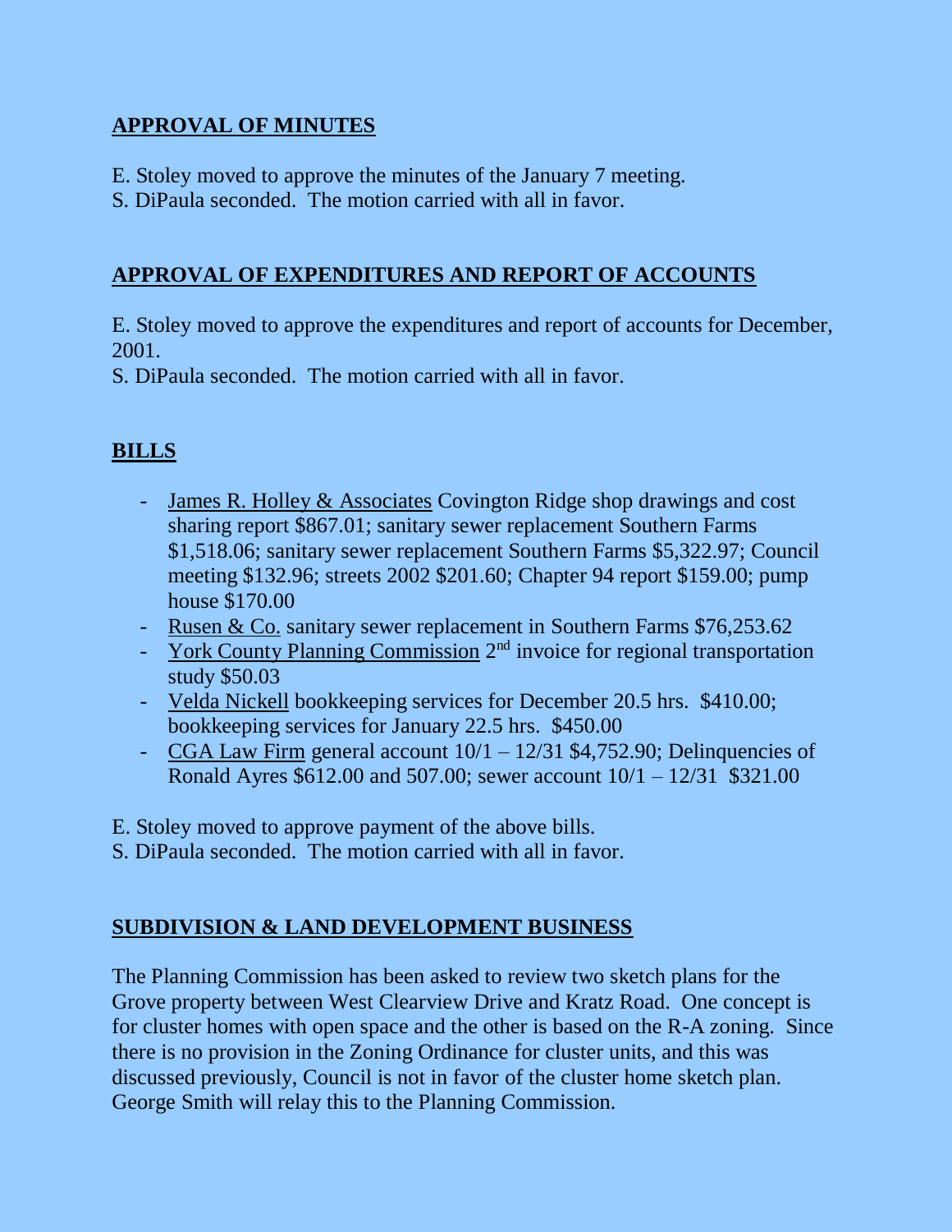## APPROVAL OF MINUTES

E. Stoley moved to approve the minutes of the January 7 meeting.
S. DiPaula seconded. The motion carried with all in favor.

## APPROVAL OF EXPENDITURES AND REPORT OF ACCOUNTS

E. Stoley moved to approve the expenditures and report of accounts for December, 2001.
S. DiPaula seconded. The motion carried with all in favor.

## BILLS

- James R. Holley & Associates Covington Ridge shop drawings and cost sharing report $867.01; sanitary sewer replacement Southern Farms $1,518.06; sanitary sewer replacement Southern Farms $5,322.97; Council meeting $132.96; streets 2002 $201.60; Chapter 94 report $159.00; pump house $170.00
- Rusen & Co. sanitary sewer replacement in Southern Farms $76,253.62
- York County Planning Commission 2nd invoice for regional transportation study $50.03
- Velda Nickell bookkeeping services for December 20.5 hrs. $410.00; bookkeeping services for January 22.5 hrs. $450.00
- CGA Law Firm general account 10/1 – 12/31 $4,752.90; Delinquencies of Ronald Ayres $612.00 and 507.00; sewer account 10/1 – 12/31 $321.00

E. Stoley moved to approve payment of the above bills.
S. DiPaula seconded. The motion carried with all in favor.

## SUBDIVISION & LAND DEVELOPMENT BUSINESS

The Planning Commission has been asked to review two sketch plans for the Grove property between West Clearview Drive and Kratz Road. One concept is for cluster homes with open space and the other is based on the R-A zoning. Since there is no provision in the Zoning Ordinance for cluster units, and this was discussed previously, Council is not in favor of the cluster home sketch plan. George Smith will relay this to the Planning Commission.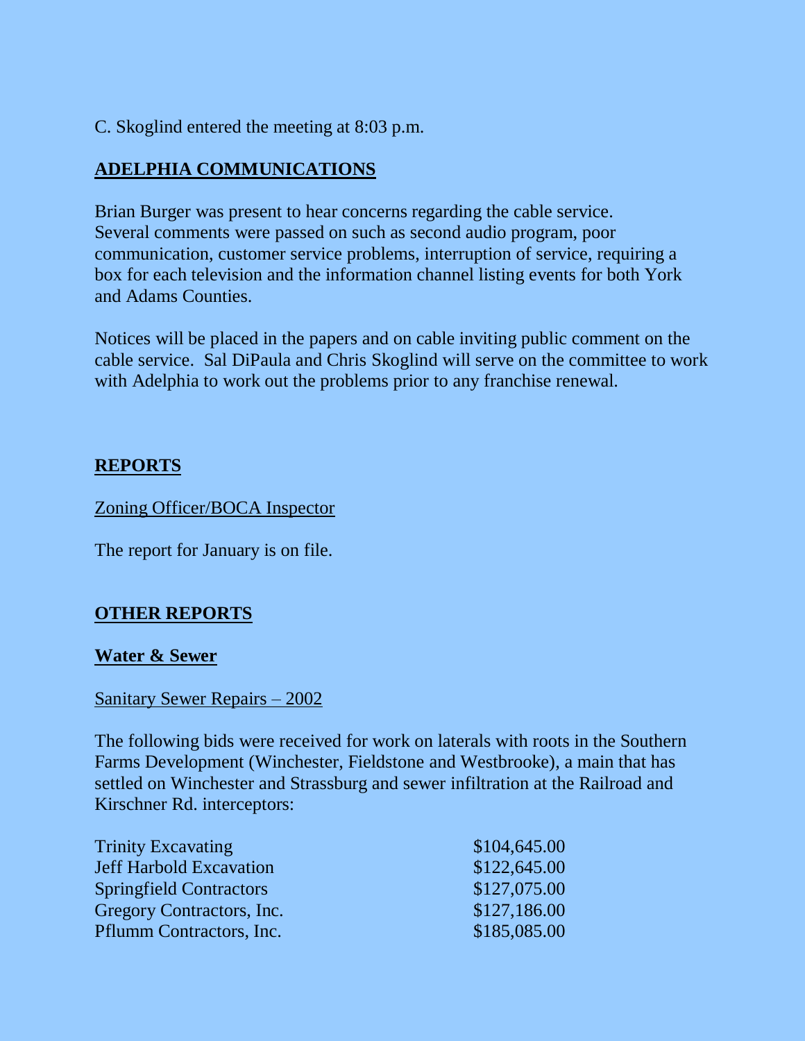C. Skoglind entered the meeting at 8:03 p.m.

## ADELPHIA COMMUNICATIONS

Brian Burger was present to hear concerns regarding the cable service. Several comments were passed on such as second audio program, poor communication, customer service problems, interruption of service, requiring a box for each television and the information channel listing events for both York and Adams Counties.

Notices will be placed in the papers and on cable inviting public comment on the cable service. Sal DiPaula and Chris Skoglind will serve on the committee to work with Adelphia to work out the problems prior to any franchise renewal.

## REPORTS

Zoning Officer/BOCA Inspector

The report for January is on file.

## OTHER REPORTS

### Water & Sewer

Sanitary Sewer Repairs – 2002

The following bids were received for work on laterals with roots in the Southern Farms Development (Winchester, Fieldstone and Westbrooke), a main that has settled on Winchester and Strassburg and sewer infiltration at the Railroad and Kirschner Rd. interceptors:

| | |
|---|---|
| Trinity Excavating | \$104,645.00 |
| Jeff Harbold Excavation | \$122,645.00 |
| Springfield Contractors | \$127,075.00 |
| Gregory Contractors, Inc. | \$127,186.00 |
| Pflumm Contractors, Inc. | \$185,085.00 |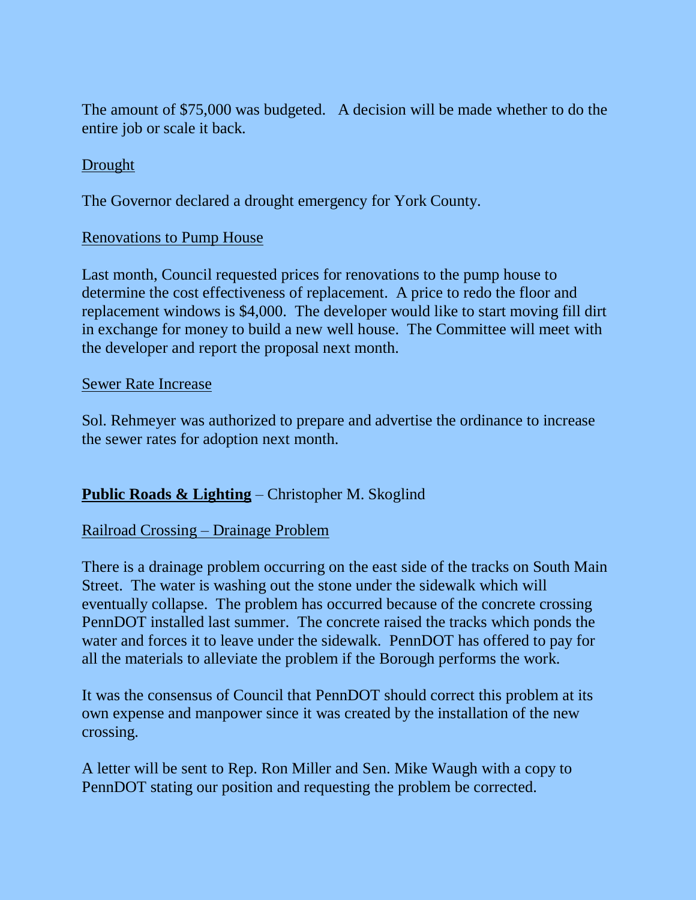The amount of $75,000 was budgeted. A decision will be made whether to do the entire job or scale it back.

<u>Drought</u>

The Governor declared a drought emergency for York County.

<u>Renovations to Pump House</u>

Last month, Council requested prices for renovations to the pump house to determine the cost effectiveness of replacement. A price to redo the floor and replacement windows is $4,000. The developer would like to start moving fill dirt in exchange for money to build a new well house. The Committee will meet with the developer and report the proposal next month.

<u>Sewer Rate Increase</u>

Sol. Rehmeyer was authorized to prepare and advertise the ordinance to increase the sewer rates for adoption next month.

**<u>Public Roads & Lighting</u>** – Christopher M. Skoglind

<u>Railroad Crossing – Drainage Problem</u>

There is a drainage problem occurring on the east side of the tracks on South Main Street. The water is washing out the stone under the sidewalk which will eventually collapse. The problem has occurred because of the concrete crossing PennDOT installed last summer. The concrete raised the tracks which ponds the water and forces it to leave under the sidewalk. PennDOT has offered to pay for all the materials to alleviate the problem if the Borough performs the work.

It was the consensus of Council that PennDOT should correct this problem at its own expense and manpower since it was created by the installation of the new crossing.

A letter will be sent to Rep. Ron Miller and Sen. Mike Waugh with a copy to PennDOT stating our position and requesting the problem be corrected.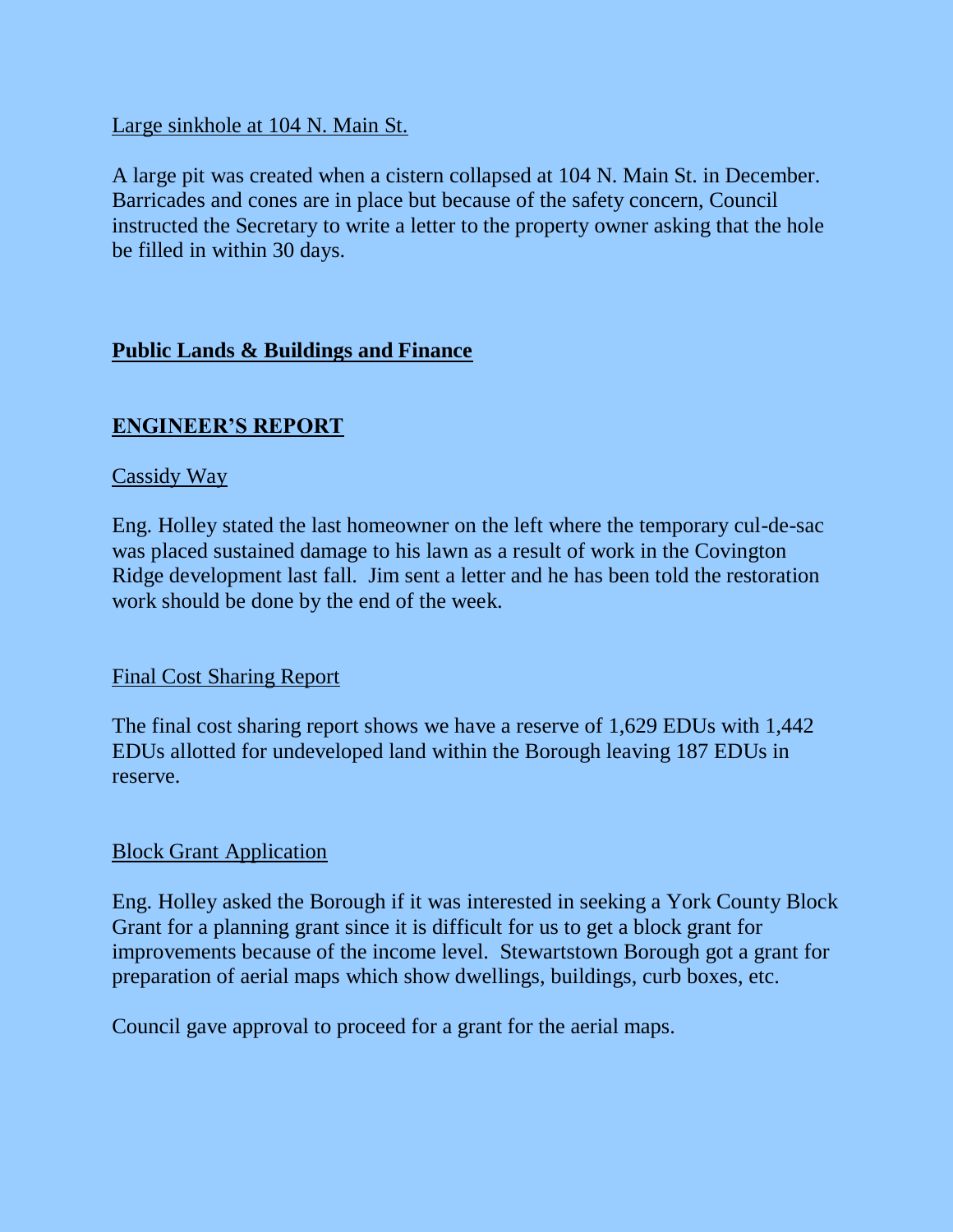Large sinkhole at 104 N. Main St.

A large pit was created when a cistern collapsed at 104 N. Main St. in December. Barricades and cones are in place but because of the safety concern, Council instructed the Secretary to write a letter to the property owner asking that the hole be filled in within 30 days.

## **Public Lands & Buildings and Finance**

## **ENGINEER'S REPORT**

Cassidy Way

Eng. Holley stated the last homeowner on the left where the temporary cul-de-sac was placed sustained damage to his lawn as a result of work in the Covington Ridge development last fall. Jim sent a letter and he has been told the restoration work should be done by the end of the week.

Final Cost Sharing Report

The final cost sharing report shows we have a reserve of 1,629 EDUs with 1,442 EDUs allotted for undeveloped land within the Borough leaving 187 EDUs in reserve.

Block Grant Application

Eng. Holley asked the Borough if it was interested in seeking a York County Block Grant for a planning grant since it is difficult for us to get a block grant for improvements because of the income level. Stewartstown Borough got a grant for preparation of aerial maps which show dwellings, buildings, curb boxes, etc.

Council gave approval to proceed for a grant for the aerial maps.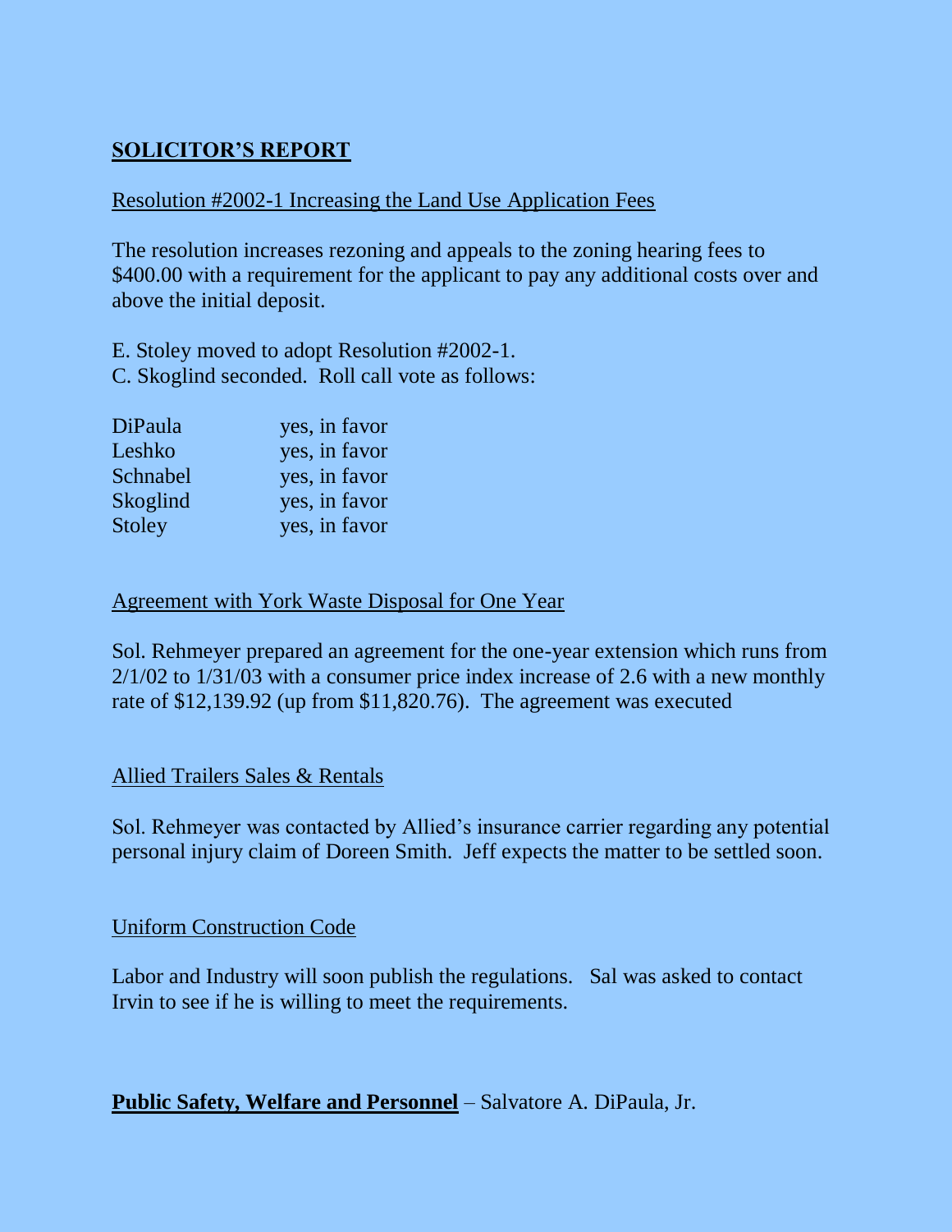## SOLICITOR'S REPORT

Resolution #2002-1 Increasing the Land Use Application Fees

The resolution increases rezoning and appeals to the zoning hearing fees to $400.00 with a requirement for the applicant to pay any additional costs over and above the initial deposit.

E. Stoley moved to adopt Resolution #2002-1.
C. Skoglind seconded. Roll call vote as follows:

| | |
|---|---|
| DiPaula | yes, in favor |
| Leshko | yes, in favor |
| Schnabel | yes, in favor |
| Skoglind | yes, in favor |
| Stoley | yes, in favor |

Agreement with York Waste Disposal for One Year

Sol. Rehmeyer prepared an agreement for the one-year extension which runs from 2/1/02 to 1/31/03 with a consumer price index increase of 2.6 with a new monthly rate of $12,139.92 (up from $11,820.76). The agreement was executed

Allied Trailers Sales & Rentals

Sol. Rehmeyer was contacted by Allied's insurance carrier regarding any potential personal injury claim of Doreen Smith. Jeff expects the matter to be settled soon.

Uniform Construction Code

Labor and Industry will soon publish the regulations. Sal was asked to contact Irvin to see if he is willing to meet the requirements.

**Public Safety, Welfare and Personnel** – Salvatore A. DiPaula, Jr.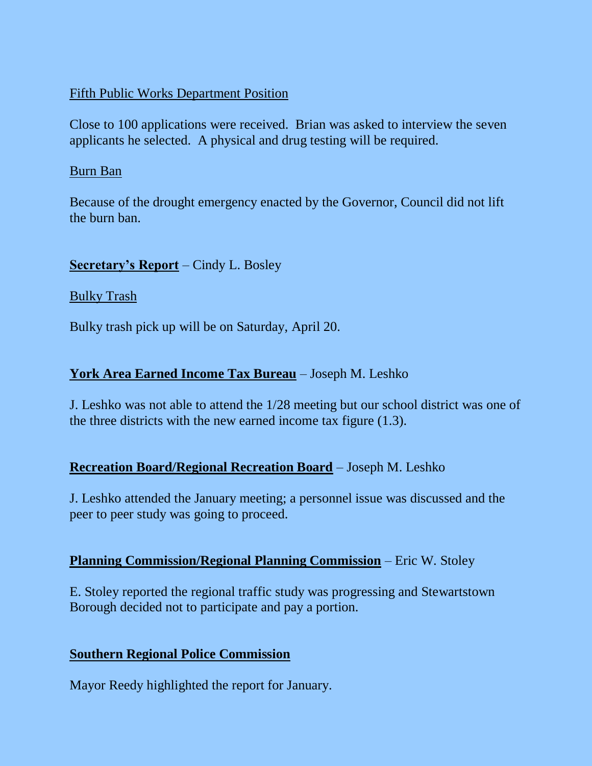Fifth Public Works Department Position

Close to 100 applications were received. Brian was asked to interview the seven applicants he selected. A physical and drug testing will be required.

Burn Ban

Because of the drought emergency enacted by the Governor, Council did not lift the burn ban.

**Secretary's Report** – Cindy L. Bosley

Bulky Trash

Bulky trash pick up will be on Saturday, April 20.

**York Area Earned Income Tax Bureau** – Joseph M. Leshko

J. Leshko was not able to attend the 1/28 meeting but our school district was one of the three districts with the new earned income tax figure (1.3).

**Recreation Board/Regional Recreation Board** – Joseph M. Leshko

J. Leshko attended the January meeting; a personnel issue was discussed and the peer to peer study was going to proceed.

**Planning Commission/Regional Planning Commission** – Eric W. Stoley

E. Stoley reported the regional traffic study was progressing and Stewartstown Borough decided not to participate and pay a portion.

**Southern Regional Police Commission**

Mayor Reedy highlighted the report for January.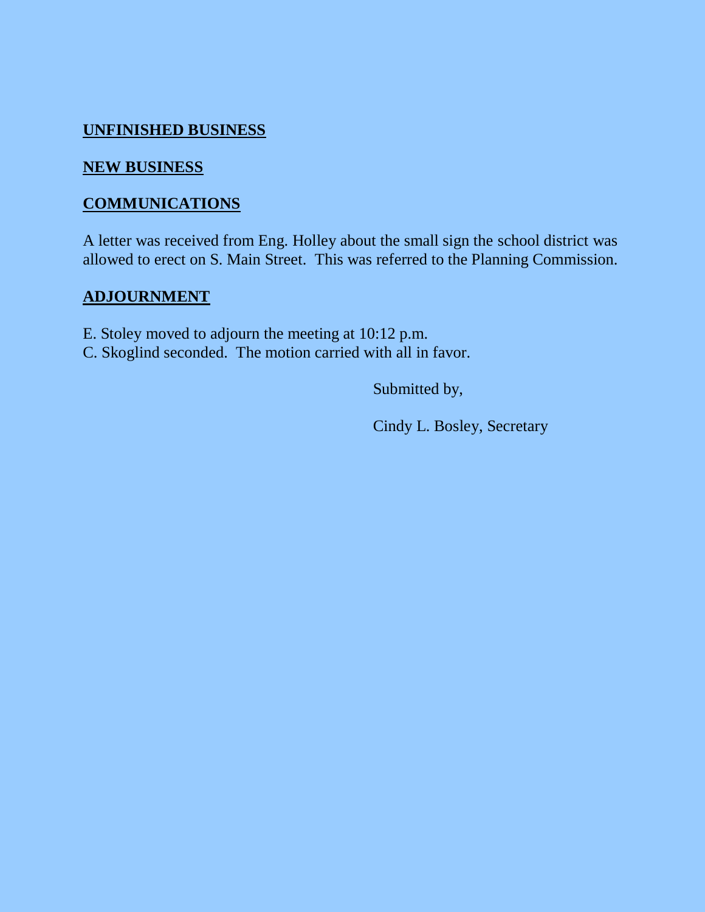**UNFINISHED BUSINESS**

**NEW BUSINESS**

**COMMUNICATIONS**

A letter was received from Eng. Holley about the small sign the school district was allowed to erect on S. Main Street. This was referred to the Planning Commission.

**ADJOURNMENT**

E. Stoley moved to adjourn the meeting at 10:12 p.m.
C. Skoglind seconded. The motion carried with all in favor.

Submitted by,

Cindy L. Bosley, Secretary